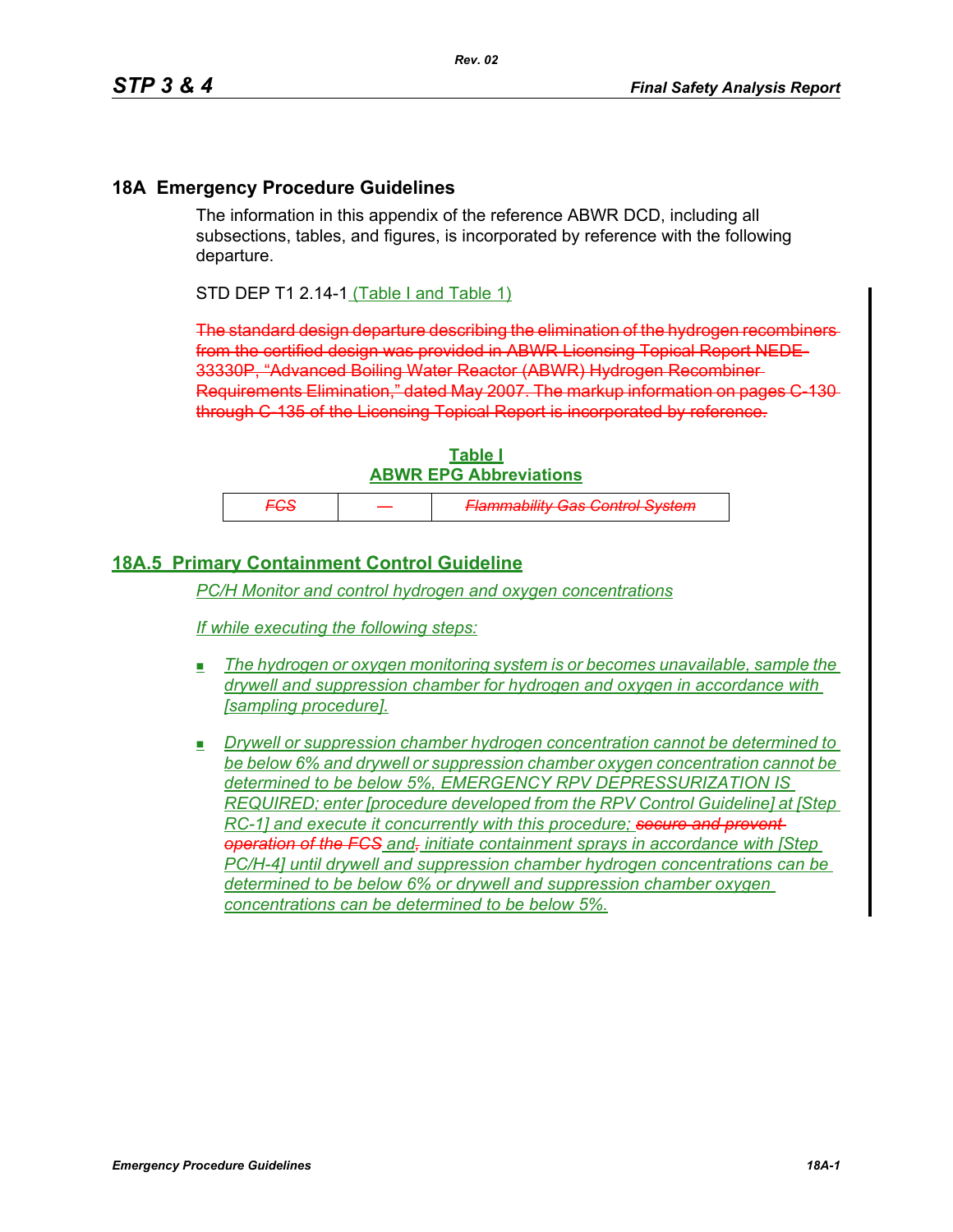## 18A Emergency Procedure Guidelines

The information in this appendix of the reference ABWR DCD, including all subsections, tables, and figures, is incorporated by reference with the following departure.

STD DEP T1 2.14-1 (Table I and Table 1)

~~The standard design departure describing the elimination of the hydrogen recombiners from the certified design was provided in ABWR Licensing Topical Report NEDE-33330P, "Advanced Boiling Water Reactor (ABWR) Hydrogen Recombiner Requirements Elimination," dated May 2007. The markup information on pages C-130 through C-135 of the Licensing Topical Report is incorporated by reference.~~

**Table I**
**ABWR EPG Abbreviations**

| | | |
|---|---|---|
| ~~*FCS*~~ | ~~—~~ | ~~*Flammability Gas Control System*~~ |

## 18A.5 Primary Containment Control Guideline

*PC/H Monitor and control hydrogen and oxygen concentrations*

*If while executing the following steps:*

- *The hydrogen or oxygen monitoring system is or becomes unavailable, sample the drywell and suppression chamber for hydrogen and oxygen in accordance with [sampling procedure].*
- *Drywell or suppression chamber hydrogen concentration cannot be determined to be below 6% and drywell or suppression chamber oxygen concentration cannot be determined to be below 5%, EMERGENCY RPV DEPRESSURIZATION IS REQUIRED; enter [procedure developed from the RPV Control Guideline] at [Step RC-1] and execute it concurrently with this procedure; ~~secure and prevent operation of the FCS~~ and~~,~~ initiate containment sprays in accordance with [Step PC/H-4] until drywell and suppression chamber hydrogen concentrations can be determined to be below 6% or drywell and suppression chamber oxygen concentrations can be determined to be below 5%.*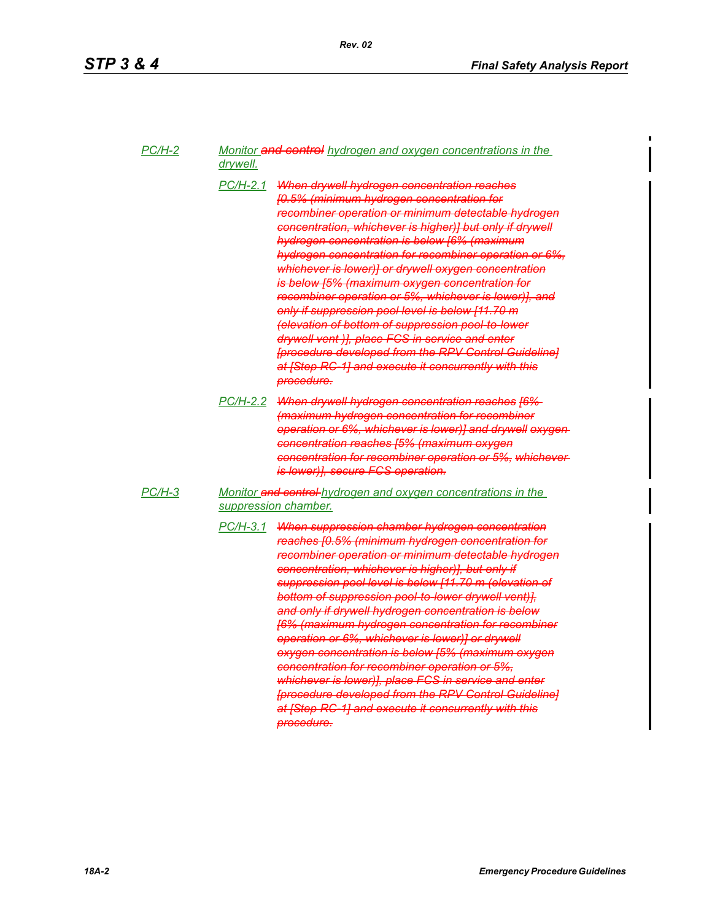PC/H-2 Monitor ~~and control~~ hydrogen and oxygen concentrations in the drywell.

PC/H-2.1 ~~When drywell hydrogen concentration reaches [0.5% (minimum hydrogen concentration for recombiner operation or minimum detectable hydrogen concentration, whichever is higher)] but only if drywell hydrogen concentration is below [6% (maximum hydrogen concentration for recombiner operation or 6%, whichever is lower)] or drywell oxygen concentration is below [5% (maximum oxygen concentration for recombiner operation or 5%, whichever is lower)], and only if suppression pool level is below [11.70 m (elevation of bottom of suppression pool-to-lower drywell vent )], place FCS in service and enter [procedure developed from the RPV Control Guideline] at [Step RC-1] and execute it concurrently with this procedure.~~

PC/H-2.2 ~~When drywell hydrogen concentration reaches [6% (maximum hydrogen concentration for recombiner operation or 6%, whichever is lower)] and drywell oxygen concentration reaches [5% (maximum oxygen concentration for recombiner operation or 5%, whichever is lower)], secure FCS operation.~~

PC/H-3 Monitor ~~and control~~ hydrogen and oxygen concentrations in the suppression chamber.

PC/H-3.1 ~~When suppression chamber hydrogen concentration reaches [0.5% (minimum hydrogen concentration for recombiner operation or minimum detectable hydrogen concentration, whichever is higher)], but only if suppression pool level is below [11.70 m (elevation of bottom of suppression pool-to-lower drywell vent)], and only if drywell hydrogen concentration is below [6% (maximum hydrogen concentration for recombiner operation or 6%, whichever is lower)] or drywell oxygen concentration is below [5% (maximum oxygen concentration for recombiner operation or 5%, whichever is lower)], place FCS in service and enter [procedure developed from the RPV Control Guideline] at [Step RC-1] and execute it concurrently with this procedure.~~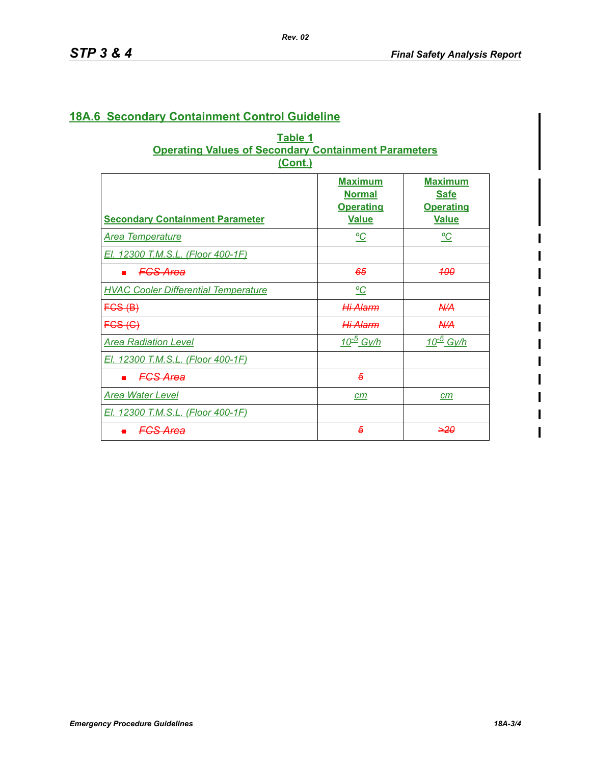## 18A.6 Secondary Containment Control Guideline

**Table 1**
**Operating Values of Secondary Containment Parameters**
**(Cont.)**

| Secondary Containment Parameter | Maximum Normal Operating Value | Maximum Safe Operating Value |
|---|---|---|
| *Area Temperature* | *ºC* | *ºC* |
| *El. 12300 T.M.S.L. (Floor 400-1F)* | | |
| ▪ *~~FCS Area~~* | *~~65~~* | *~~100~~* |
| *HVAC Cooler Differential Temperature* | *ºC* | |
| ~~FCS (B)~~ | *~~Hi Alarm~~* | *~~N/A~~* |
| ~~FCS (C)~~ | *~~Hi Alarm~~* | *~~N/A~~* |
| *Area Radiation Level* | *$10^{-5}$ Gy/h* | *$10^{-5}$ Gy/h* |
| *El. 12300 T.M.S.L. (Floor 400-1F)* | | |
| ▪ *~~FCS Area~~* | *~~5~~* | |
| *Area Water Level* | *cm* | *cm* |
| *El. 12300 T.M.S.L. (Floor 400-1F)* | | |
| ▪ *~~FCS Area~~* | *~~5~~* | *~~>20~~* |